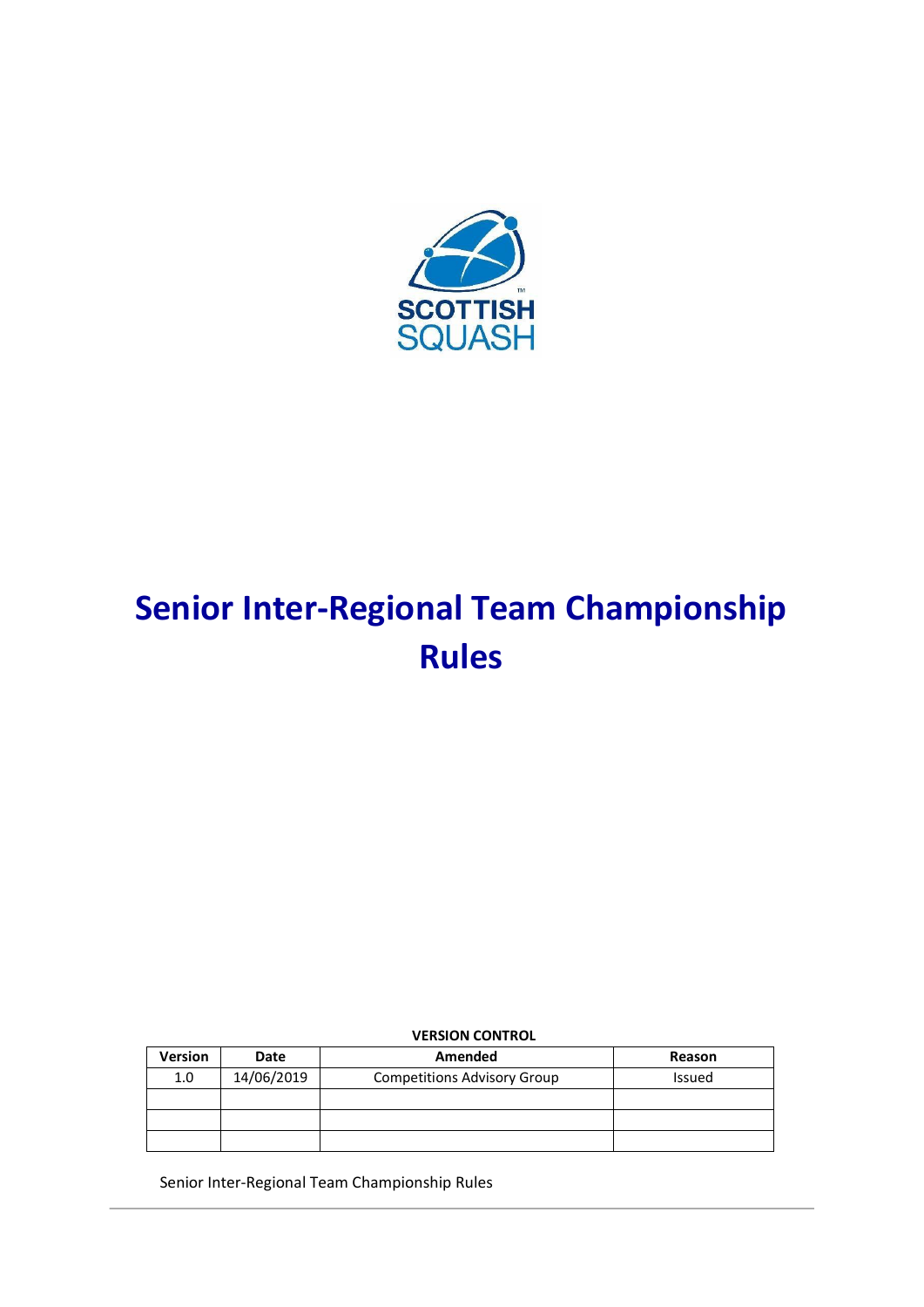SCOTTISH SQUASH

# Senior Inter-Regional Team Championship Rules

**VERSION CONTROL**

| Version | Date | Amended | Reason |
|---|---|---|---|
| 1.0 | 14/06/2019 | Competitions Advisory Group | Issued |
| | | | |
| | | | |
| | | | |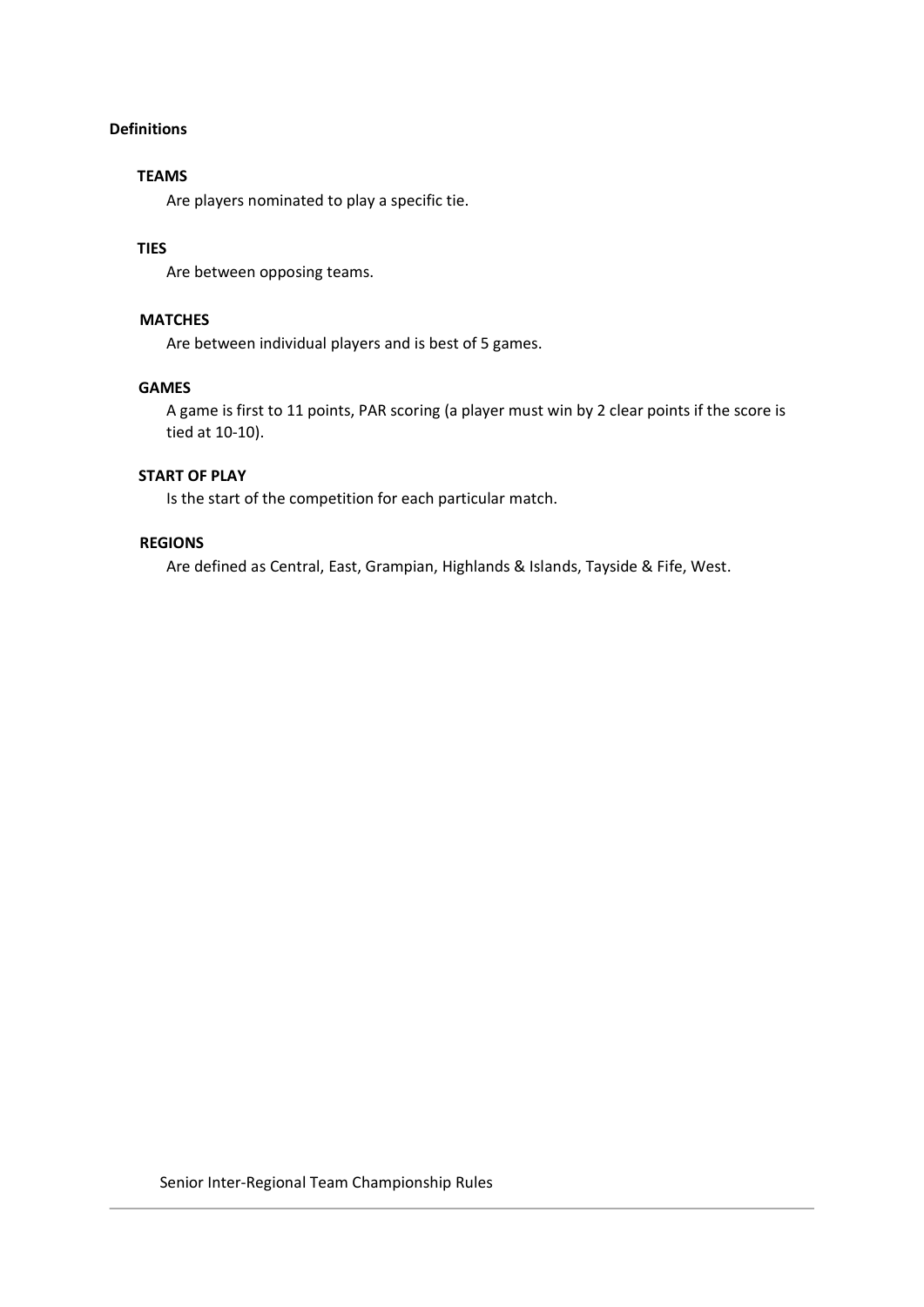## Definitions

### TEAMS

Are players nominated to play a specific tie.

### TIES

Are between opposing teams.

### MATCHES

Are between individual players and is best of 5 games.

### GAMES

A game is first to 11 points, PAR scoring (a player must win by 2 clear points if the score is tied at 10-10).

### START OF PLAY

Is the start of the competition for each particular match.

### REGIONS

Are defined as Central, East, Grampian, Highlands & Islands, Tayside & Fife, West.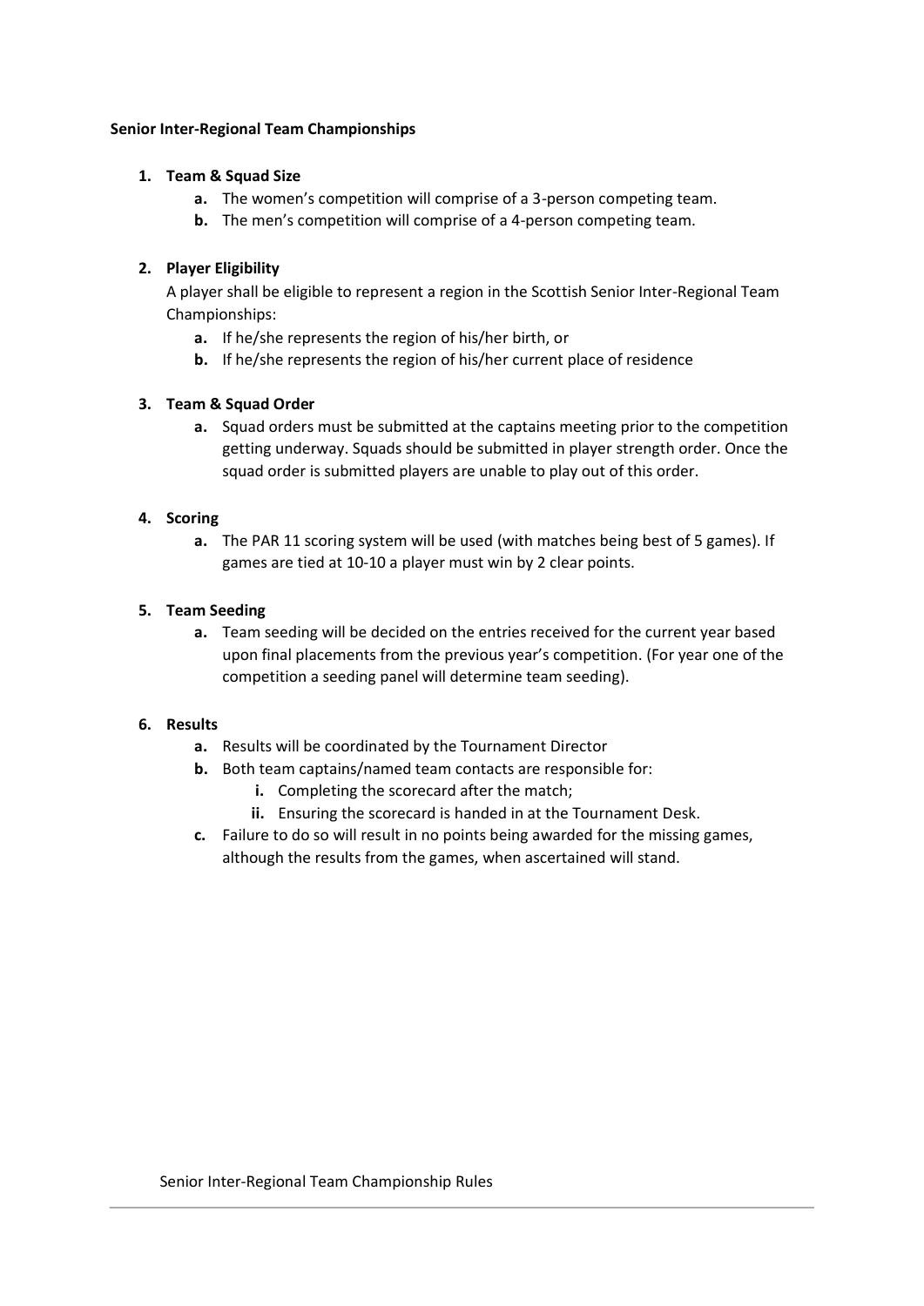**Senior Inter-Regional Team Championships**

1. **Team & Squad Size**
    - **a.** The women's competition will comprise of a 3-person competing team.
    - **b.** The men's competition will comprise of a 4-person competing team.

2. **Player Eligibility**

    A player shall be eligible to represent a region in the Scottish Senior Inter-Regional Team Championships:
    - **a.** If he/she represents the region of his/her birth, or
    - **b.** If he/she represents the region of his/her current place of residence

3. **Team & Squad Order**
    - **a.** Squad orders must be submitted at the captains meeting prior to the competition getting underway. Squads should be submitted in player strength order. Once the squad order is submitted players are unable to play out of this order.

4. **Scoring**
    - **a.** The PAR 11 scoring system will be used (with matches being best of 5 games). If games are tied at 10-10 a player must win by 2 clear points.

5. **Team Seeding**
    - **a.** Team seeding will be decided on the entries received for the current year based upon final placements from the previous year's competition. (For year one of the competition a seeding panel will determine team seeding).

6. **Results**
    - **a.** Results will be coordinated by the Tournament Director
    - **b.** Both team captains/named team contacts are responsible for:
        - **i.** Completing the scorecard after the match;
        - **ii.** Ensuring the scorecard is handed in at the Tournament Desk.
    - **c.** Failure to do so will result in no points being awarded for the missing games, although the results from the games, when ascertained will stand.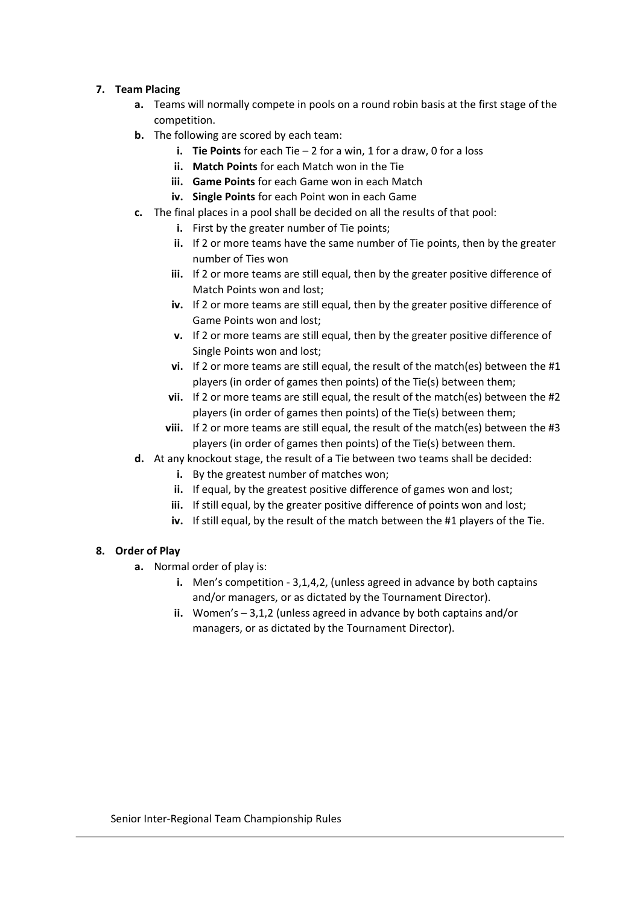7. **Team Placing**
    - **a.** Teams will normally compete in pools on a round robin basis at the first stage of the competition.
    - **b.** The following are scored by each team:
        - **i. Tie Points** for each Tie – 2 for a win, 1 for a draw, 0 for a loss
        - **ii. Match Points** for each Match won in the Tie
        - **iii. Game Points** for each Game won in each Match
        - **iv. Single Points** for each Point won in each Game
    - **c.** The final places in a pool shall be decided on all the results of that pool:
        - **i.** First by the greater number of Tie points;
        - **ii.** If 2 or more teams have the same number of Tie points, then by the greater number of Ties won
        - **iii.** If 2 or more teams are still equal, then by the greater positive difference of Match Points won and lost;
        - **iv.** If 2 or more teams are still equal, then by the greater positive difference of Game Points won and lost;
        - **v.** If 2 or more teams are still equal, then by the greater positive difference of Single Points won and lost;
        - **vi.** If 2 or more teams are still equal, the result of the match(es) between the #1 players (in order of games then points) of the Tie(s) between them;
        - **vii.** If 2 or more teams are still equal, the result of the match(es) between the #2 players (in order of games then points) of the Tie(s) between them;
        - **viii.** If 2 or more teams are still equal, the result of the match(es) between the #3 players (in order of games then points) of the Tie(s) between them.
    - **d.** At any knockout stage, the result of a Tie between two teams shall be decided:
        - **i.** By the greatest number of matches won;
        - **ii.** If equal, by the greatest positive difference of games won and lost;
        - **iii.** If still equal, by the greater positive difference of points won and lost;
        - **iv.** If still equal, by the result of the match between the #1 players of the Tie.

8. **Order of Play**
    - **a.** Normal order of play is:
        - **i.** Men's competition - 3,1,4,2, (unless agreed in advance by both captains and/or managers, or as dictated by the Tournament Director).
        - **ii.** Women's – 3,1,2 (unless agreed in advance by both captains and/or managers, or as dictated by the Tournament Director).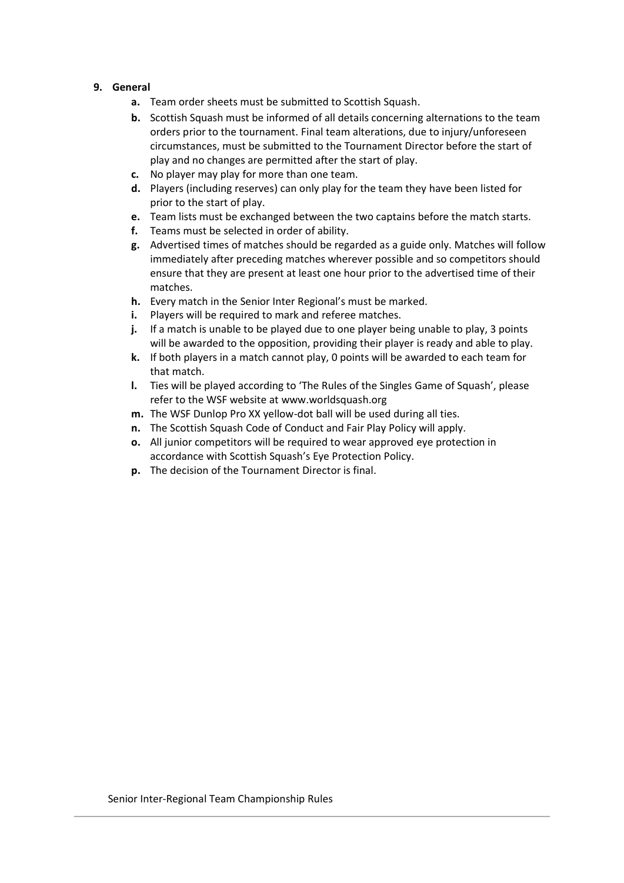## 9. General

- **a.** Team order sheets must be submitted to Scottish Squash.
- **b.** Scottish Squash must be informed of all details concerning alternations to the team orders prior to the tournament. Final team alterations, due to injury/unforeseen circumstances, must be submitted to the Tournament Director before the start of play and no changes are permitted after the start of play.
- **c.** No player may play for more than one team.
- **d.** Players (including reserves) can only play for the team they have been listed for prior to the start of play.
- **e.** Team lists must be exchanged between the two captains before the match starts.
- **f.** Teams must be selected in order of ability.
- **g.** Advertised times of matches should be regarded as a guide only. Matches will follow immediately after preceding matches wherever possible and so competitors should ensure that they are present at least one hour prior to the advertised time of their matches.
- **h.** Every match in the Senior Inter Regional's must be marked.
- **i.** Players will be required to mark and referee matches.
- **j.** If a match is unable to be played due to one player being unable to play, 3 points will be awarded to the opposition, providing their player is ready and able to play.
- **k.** If both players in a match cannot play, 0 points will be awarded to each team for that match.
- **l.** Ties will be played according to 'The Rules of the Singles Game of Squash', please refer to the WSF website at www.worldsquash.org
- **m.** The WSF Dunlop Pro XX yellow-dot ball will be used during all ties.
- **n.** The Scottish Squash Code of Conduct and Fair Play Policy will apply.
- **o.** All junior competitors will be required to wear approved eye protection in accordance with Scottish Squash's Eye Protection Policy.
- **p.** The decision of the Tournament Director is final.